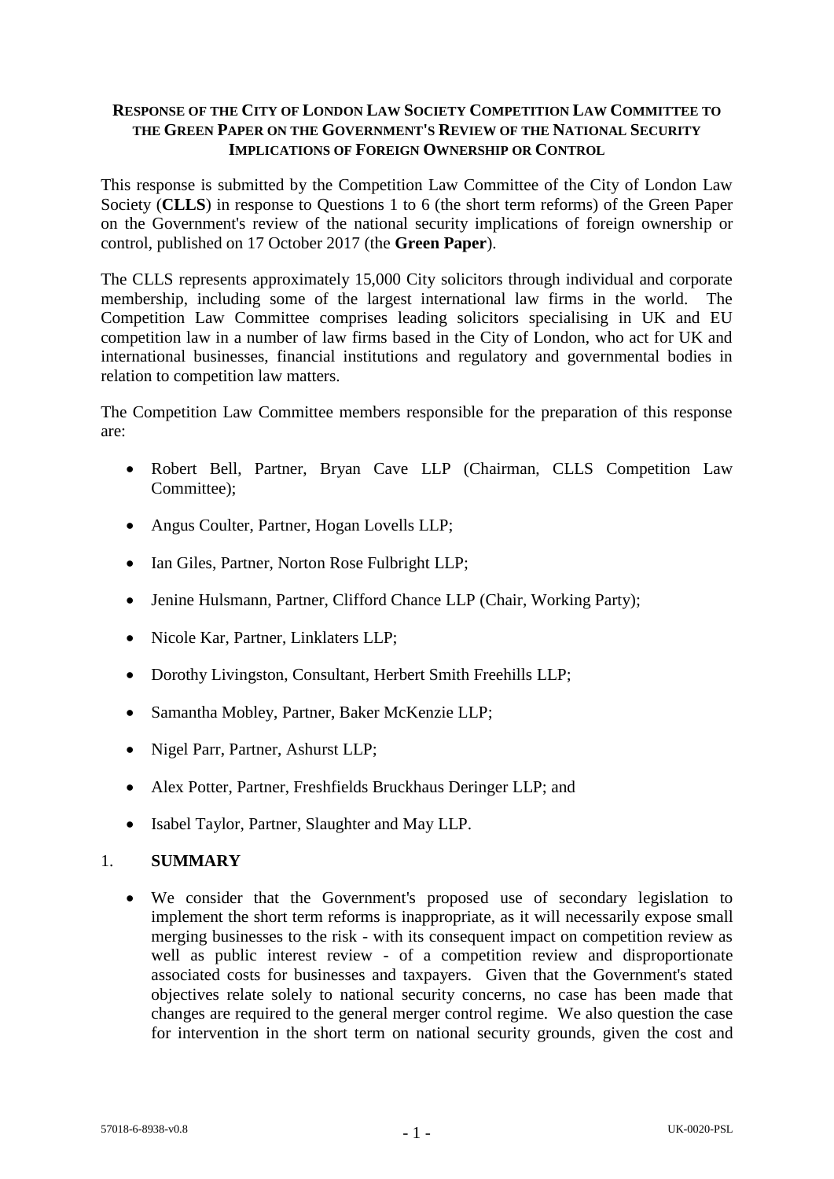# RESPONSE OF THE CITY OF LONDON LAW SOCIETY COMPETITION LAW COMMITTEE TO THE GREEN PAPER ON THE GOVERNMENT'S REVIEW OF THE NATIONAL SECURITY IMPLICATIONS OF FOREIGN OWNERSHIP OR CONTROL

This response is submitted by the Competition Law Committee of the City of London Law Society (**CLLS**) in response to Questions 1 to 6 (the short term reforms) of the Green Paper on the Government's review of the national security implications of foreign ownership or control, published on 17 October 2017 (the **Green Paper**).

The CLLS represents approximately 15,000 City solicitors through individual and corporate membership, including some of the largest international law firms in the world. The Competition Law Committee comprises leading solicitors specialising in UK and EU competition law in a number of law firms based in the City of London, who act for UK and international businesses, financial institutions and regulatory and governmental bodies in relation to competition law matters.

The Competition Law Committee members responsible for the preparation of this response are:

- Robert Bell, Partner, Bryan Cave LLP (Chairman, CLLS Competition Law Committee);
- Angus Coulter, Partner, Hogan Lovells LLP;
- Ian Giles, Partner, Norton Rose Fulbright LLP;
- Jenine Hulsmann, Partner, Clifford Chance LLP (Chair, Working Party);
- Nicole Kar, Partner, Linklaters LLP;
- Dorothy Livingston, Consultant, Herbert Smith Freehills LLP;
- Samantha Mobley, Partner, Baker McKenzie LLP;
- Nigel Parr, Partner, Ashurst LLP;
- Alex Potter, Partner, Freshfields Bruckhaus Deringer LLP; and
- Isabel Taylor, Partner, Slaughter and May LLP.

## 1. SUMMARY

- We consider that the Government's proposed use of secondary legislation to implement the short term reforms is inappropriate, as it will necessarily expose small merging businesses to the risk - with its consequent impact on competition review as well as public interest review - of a competition review and disproportionate associated costs for businesses and taxpayers. Given that the Government's stated objectives relate solely to national security concerns, no case has been made that changes are required to the general merger control regime. We also question the case for intervention in the short term on national security grounds, given the cost and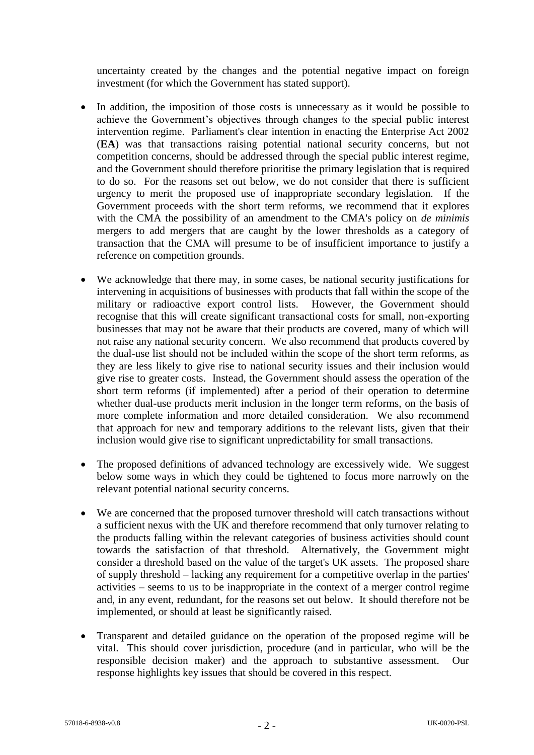uncertainty created by the changes and the potential negative impact on foreign investment (for which the Government has stated support).

- In addition, the imposition of those costs is unnecessary as it would be possible to achieve the Government's objectives through changes to the special public interest intervention regime. Parliament's clear intention in enacting the Enterprise Act 2002 (**EA**) was that transactions raising potential national security concerns, but not competition concerns, should be addressed through the special public interest regime, and the Government should therefore prioritise the primary legislation that is required to do so. For the reasons set out below, we do not consider that there is sufficient urgency to merit the proposed use of inappropriate secondary legislation. If the Government proceeds with the short term reforms, we recommend that it explores with the CMA the possibility of an amendment to the CMA's policy on *de minimis* mergers to add mergers that are caught by the lower thresholds as a category of transaction that the CMA will presume to be of insufficient importance to justify a reference on competition grounds.

- We acknowledge that there may, in some cases, be national security justifications for intervening in acquisitions of businesses with products that fall within the scope of the military or radioactive export control lists. However, the Government should recognise that this will create significant transactional costs for small, non-exporting businesses that may not be aware that their products are covered, many of which will not raise any national security concern. We also recommend that products covered by the dual-use list should not be included within the scope of the short term reforms, as they are less likely to give rise to national security issues and their inclusion would give rise to greater costs. Instead, the Government should assess the operation of the short term reforms (if implemented) after a period of their operation to determine whether dual-use products merit inclusion in the longer term reforms, on the basis of more complete information and more detailed consideration. We also recommend that approach for new and temporary additions to the relevant lists, given that their inclusion would give rise to significant unpredictability for small transactions.

- The proposed definitions of advanced technology are excessively wide. We suggest below some ways in which they could be tightened to focus more narrowly on the relevant potential national security concerns.

- We are concerned that the proposed turnover threshold will catch transactions without a sufficient nexus with the UK and therefore recommend that only turnover relating to the products falling within the relevant categories of business activities should count towards the satisfaction of that threshold. Alternatively, the Government might consider a threshold based on the value of the target's UK assets. The proposed share of supply threshold – lacking any requirement for a competitive overlap in the parties' activities – seems to us to be inappropriate in the context of a merger control regime and, in any event, redundant, for the reasons set out below. It should therefore not be implemented, or should at least be significantly raised.

- Transparent and detailed guidance on the operation of the proposed regime will be vital. This should cover jurisdiction, procedure (and in particular, who will be the responsible decision maker) and the approach to substantive assessment. Our response highlights key issues that should be covered in this respect.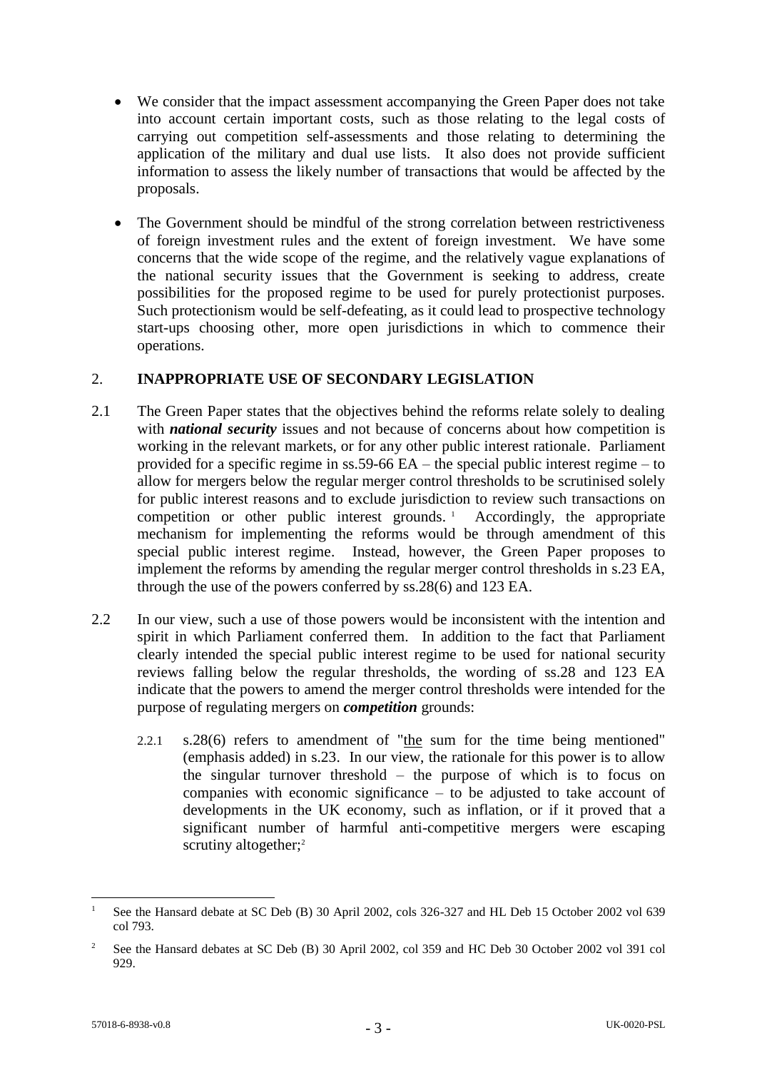- We consider that the impact assessment accompanying the Green Paper does not take into account certain important costs, such as those relating to the legal costs of carrying out competition self-assessments and those relating to determining the application of the military and dual use lists. It also does not provide sufficient information to assess the likely number of transactions that would be affected by the proposals.

- The Government should be mindful of the strong correlation between restrictiveness of foreign investment rules and the extent of foreign investment. We have some concerns that the wide scope of the regime, and the relatively vague explanations of the national security issues that the Government is seeking to address, create possibilities for the proposed regime to be used for purely protectionist purposes. Such protectionism would be self-defeating, as it could lead to prospective technology start-ups choosing other, more open jurisdictions in which to commence their operations.

## 2. INAPPROPRIATE USE OF SECONDARY LEGISLATION

2.1 The Green Paper states that the objectives behind the reforms relate solely to dealing with ***national security*** issues and not because of concerns about how competition is working in the relevant markets, or for any other public interest rationale. Parliament provided for a specific regime in ss.59-66 EA – the special public interest regime – to allow for mergers below the regular merger control thresholds to be scrutinised solely for public interest reasons and to exclude jurisdiction to review such transactions on competition or other public interest grounds.[1] Accordingly, the appropriate mechanism for implementing the reforms would be through amendment of this special public interest regime. Instead, however, the Green Paper proposes to implement the reforms by amending the regular merger control thresholds in s.23 EA, through the use of the powers conferred by ss.28(6) and 123 EA.

2.2 In our view, such a use of those powers would be inconsistent with the intention and spirit in which Parliament conferred them. In addition to the fact that Parliament clearly intended the special public interest regime to be used for national security reviews falling below the regular thresholds, the wording of ss.28 and 123 EA indicate that the powers to amend the merger control thresholds were intended for the purpose of regulating mergers on ***competition*** grounds:

2.2.1 s.28(6) refers to amendment of "<u>the</u> sum for the time being mentioned" (emphasis added) in s.23. In our view, the rationale for this power is to allow the singular turnover threshold – the purpose of which is to focus on companies with economic significance – to be adjusted to take account of developments in the UK economy, such as inflation, or if it proved that a significant number of harmful anti-competitive mergers were escaping scrutiny altogether;[2]

---

[1] See the Hansard debate at SC Deb (B) 30 April 2002, cols 326-327 and HL Deb 15 October 2002 vol 639 col 793.

[2] See the Hansard debates at SC Deb (B) 30 April 2002, col 359 and HC Deb 30 October 2002 vol 391 col 929.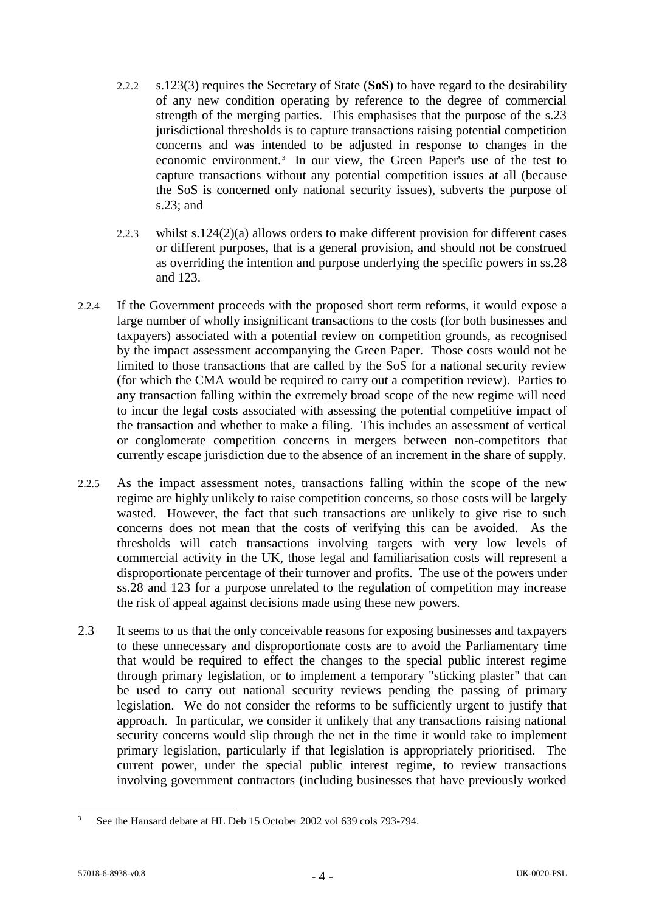2.2.2 s.123(3) requires the Secretary of State (**SoS**) to have regard to the desirability of any new condition operating by reference to the degree of commercial strength of the merging parties. This emphasises that the purpose of the s.23 jurisdictional thresholds is to capture transactions raising potential competition concerns and was intended to be adjusted in response to changes in the economic environment.[3] In our view, the Green Paper's use of the test to capture transactions without any potential competition issues at all (because the SoS is concerned only national security issues), subverts the purpose of s.23; and

2.2.3 whilst s.124(2)(a) allows orders to make different provision for different cases or different purposes, that is a general provision, and should not be construed as overriding the intention and purpose underlying the specific powers in ss.28 and 123.

2.2.4 If the Government proceeds with the proposed short term reforms, it would expose a large number of wholly insignificant transactions to the costs (for both businesses and taxpayers) associated with a potential review on competition grounds, as recognised by the impact assessment accompanying the Green Paper. Those costs would not be limited to those transactions that are called by the SoS for a national security review (for which the CMA would be required to carry out a competition review). Parties to any transaction falling within the extremely broad scope of the new regime will need to incur the legal costs associated with assessing the potential competitive impact of the transaction and whether to make a filing. This includes an assessment of vertical or conglomerate competition concerns in mergers between non-competitors that currently escape jurisdiction due to the absence of an increment in the share of supply.

2.2.5 As the impact assessment notes, transactions falling within the scope of the new regime are highly unlikely to raise competition concerns, so those costs will be largely wasted. However, the fact that such transactions are unlikely to give rise to such concerns does not mean that the costs of verifying this can be avoided. As the thresholds will catch transactions involving targets with very low levels of commercial activity in the UK, those legal and familiarisation costs will represent a disproportionate percentage of their turnover and profits. The use of the powers under ss.28 and 123 for a purpose unrelated to the regulation of competition may increase the risk of appeal against decisions made using these new powers.

2.3 It seems to us that the only conceivable reasons for exposing businesses and taxpayers to these unnecessary and disproportionate costs are to avoid the Parliamentary time that would be required to effect the changes to the special public interest regime through primary legislation, or to implement a temporary "sticking plaster" that can be used to carry out national security reviews pending the passing of primary legislation. We do not consider the reforms to be sufficiently urgent to justify that approach. In particular, we consider it unlikely that any transactions raising national security concerns would slip through the net in the time it would take to implement primary legislation, particularly if that legislation is appropriately prioritised. The current power, under the special public interest regime, to review transactions involving government contractors (including businesses that have previously worked

[3] See the Hansard debate at HL Deb 15 October 2002 vol 639 cols 793-794.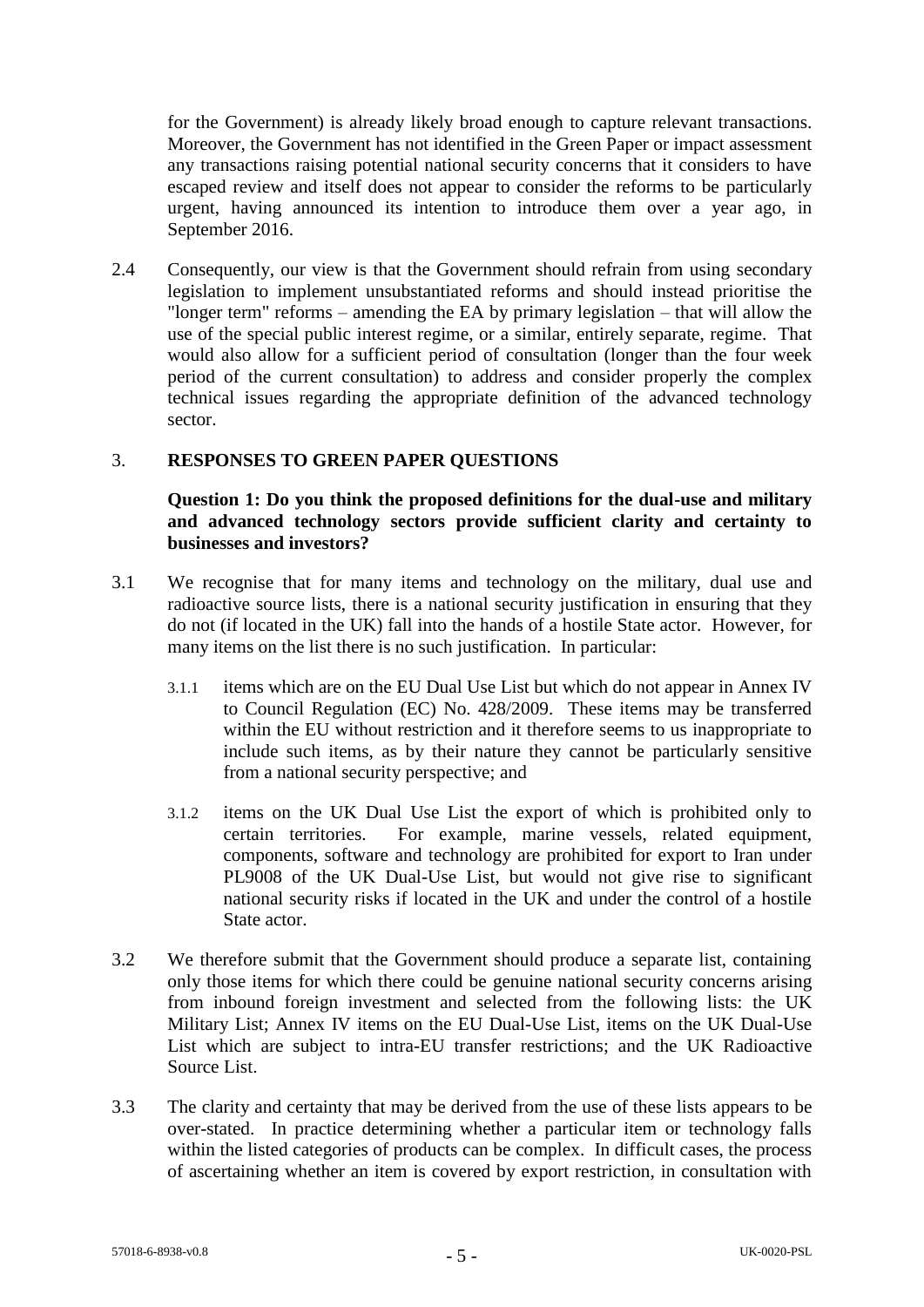for the Government) is already likely broad enough to capture relevant transactions. Moreover, the Government has not identified in the Green Paper or impact assessment any transactions raising potential national security concerns that it considers to have escaped review and itself does not appear to consider the reforms to be particularly urgent, having announced its intention to introduce them over a year ago, in September 2016.

2.4 Consequently, our view is that the Government should refrain from using secondary legislation to implement unsubstantiated reforms and should instead prioritise the "longer term" reforms – amending the EA by primary legislation – that will allow the use of the special public interest regime, or a similar, entirely separate, regime. That would also allow for a sufficient period of consultation (longer than the four week period of the current consultation) to address and consider properly the complex technical issues regarding the appropriate definition of the advanced technology sector.

## 3. RESPONSES TO GREEN PAPER QUESTIONS

**Question 1: Do you think the proposed definitions for the dual-use and military and advanced technology sectors provide sufficient clarity and certainty to businesses and investors?**

3.1 We recognise that for many items and technology on the military, dual use and radioactive source lists, there is a national security justification in ensuring that they do not (if located in the UK) fall into the hands of a hostile State actor. However, for many items on the list there is no such justification. In particular:

3.1.1 items which are on the EU Dual Use List but which do not appear in Annex IV to Council Regulation (EC) No. 428/2009. These items may be transferred within the EU without restriction and it therefore seems to us inappropriate to include such items, as by their nature they cannot be particularly sensitive from a national security perspective; and

3.1.2 items on the UK Dual Use List the export of which is prohibited only to certain territories. For example, marine vessels, related equipment, components, software and technology are prohibited for export to Iran under PL9008 of the UK Dual-Use List, but would not give rise to significant national security risks if located in the UK and under the control of a hostile State actor.

3.2 We therefore submit that the Government should produce a separate list, containing only those items for which there could be genuine national security concerns arising from inbound foreign investment and selected from the following lists: the UK Military List; Annex IV items on the EU Dual-Use List, items on the UK Dual-Use List which are subject to intra-EU transfer restrictions; and the UK Radioactive Source List.

3.3 The clarity and certainty that may be derived from the use of these lists appears to be over-stated. In practice determining whether a particular item or technology falls within the listed categories of products can be complex. In difficult cases, the process of ascertaining whether an item is covered by export restriction, in consultation with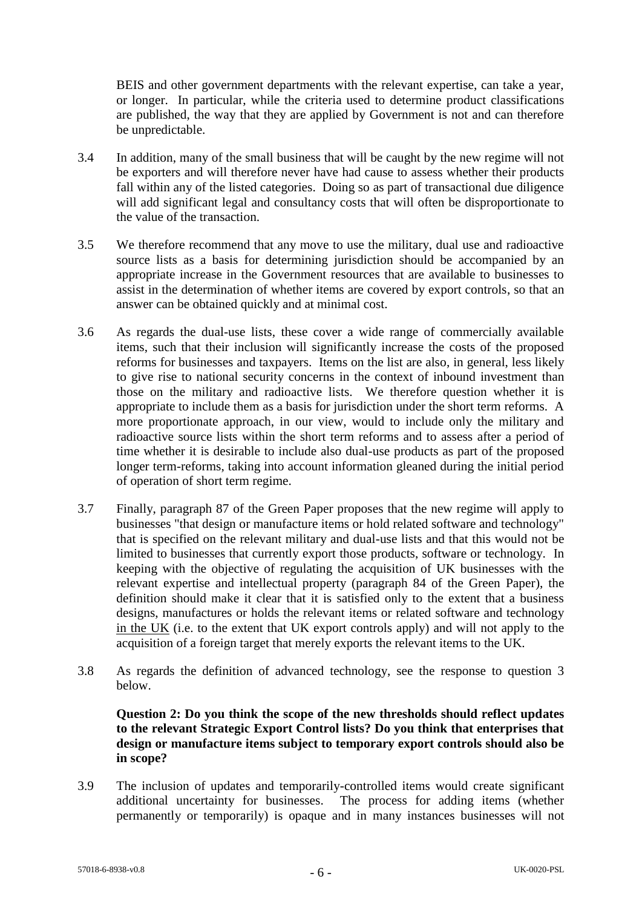BEIS and other government departments with the relevant expertise, can take a year, or longer. In particular, while the criteria used to determine product classifications are published, the way that they are applied by Government is not and can therefore be unpredictable.

3.4 In addition, many of the small business that will be caught by the new regime will not be exporters and will therefore never have had cause to assess whether their products fall within any of the listed categories. Doing so as part of transactional due diligence will add significant legal and consultancy costs that will often be disproportionate to the value of the transaction.

3.5 We therefore recommend that any move to use the military, dual use and radioactive source lists as a basis for determining jurisdiction should be accompanied by an appropriate increase in the Government resources that are available to businesses to assist in the determination of whether items are covered by export controls, so that an answer can be obtained quickly and at minimal cost.

3.6 As regards the dual-use lists, these cover a wide range of commercially available items, such that their inclusion will significantly increase the costs of the proposed reforms for businesses and taxpayers. Items on the list are also, in general, less likely to give rise to national security concerns in the context of inbound investment than those on the military and radioactive lists. We therefore question whether it is appropriate to include them as a basis for jurisdiction under the short term reforms. A more proportionate approach, in our view, would to include only the military and radioactive source lists within the short term reforms and to assess after a period of time whether it is desirable to include also dual-use products as part of the proposed longer term-reforms, taking into account information gleaned during the initial period of operation of short term regime.

3.7 Finally, paragraph 87 of the Green Paper proposes that the new regime will apply to businesses "that design or manufacture items or hold related software and technology" that is specified on the relevant military and dual-use lists and that this would not be limited to businesses that currently export those products, software or technology. In keeping with the objective of regulating the acquisition of UK businesses with the relevant expertise and intellectual property (paragraph 84 of the Green Paper), the definition should make it clear that it is satisfied only to the extent that a business designs, manufactures or holds the relevant items or related software and technology <u>in the UK</u> (i.e. to the extent that UK export controls apply) and will not apply to the acquisition of a foreign target that merely exports the relevant items to the UK.

3.8 As regards the definition of advanced technology, see the response to question 3 below.

**Question 2: Do you think the scope of the new thresholds should reflect updates to the relevant Strategic Export Control lists? Do you think that enterprises that design or manufacture items subject to temporary export controls should also be in scope?**

3.9 The inclusion of updates and temporarily-controlled items would create significant additional uncertainty for businesses. The process for adding items (whether permanently or temporarily) is opaque and in many instances businesses will not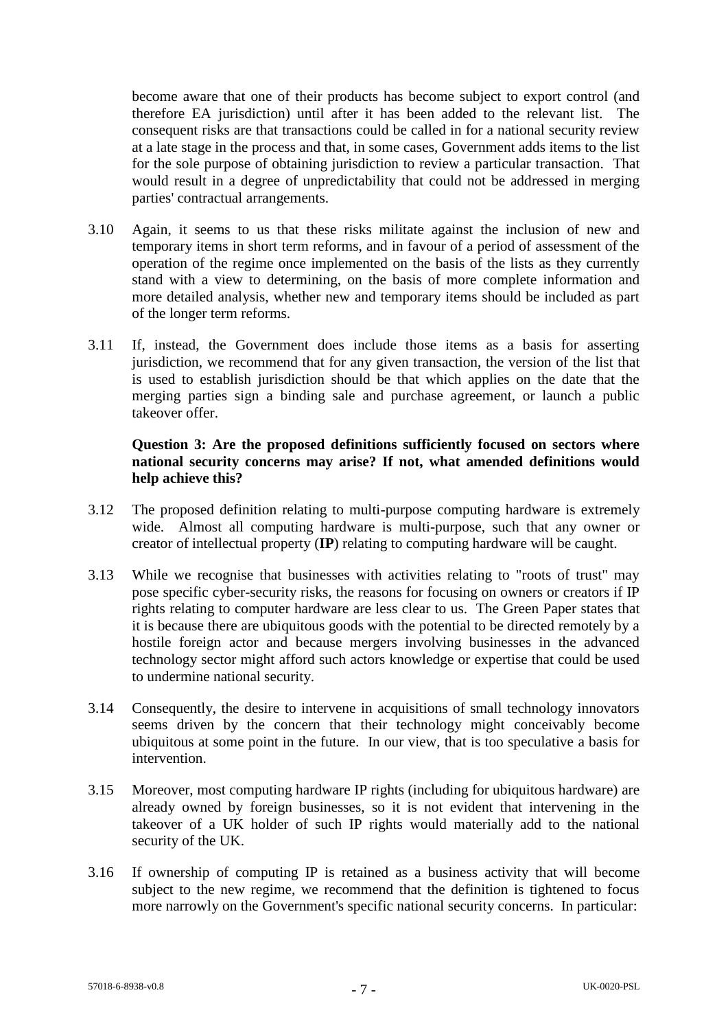become aware that one of their products has become subject to export control (and therefore EA jurisdiction) until after it has been added to the relevant list. The consequent risks are that transactions could be called in for a national security review at a late stage in the process and that, in some cases, Government adds items to the list for the sole purpose of obtaining jurisdiction to review a particular transaction. That would result in a degree of unpredictability that could not be addressed in merging parties' contractual arrangements.

3.10 Again, it seems to us that these risks militate against the inclusion of new and temporary items in short term reforms, and in favour of a period of assessment of the operation of the regime once implemented on the basis of the lists as they currently stand with a view to determining, on the basis of more complete information and more detailed analysis, whether new and temporary items should be included as part of the longer term reforms.

3.11 If, instead, the Government does include those items as a basis for asserting jurisdiction, we recommend that for any given transaction, the version of the list that is used to establish jurisdiction should be that which applies on the date that the merging parties sign a binding sale and purchase agreement, or launch a public takeover offer.

**Question 3: Are the proposed definitions sufficiently focused on sectors where national security concerns may arise? If not, what amended definitions would help achieve this?**

3.12 The proposed definition relating to multi-purpose computing hardware is extremely wide. Almost all computing hardware is multi-purpose, such that any owner or creator of intellectual property (**IP**) relating to computing hardware will be caught.

3.13 While we recognise that businesses with activities relating to "roots of trust" may pose specific cyber-security risks, the reasons for focusing on owners or creators if IP rights relating to computer hardware are less clear to us. The Green Paper states that it is because there are ubiquitous goods with the potential to be directed remotely by a hostile foreign actor and because mergers involving businesses in the advanced technology sector might afford such actors knowledge or expertise that could be used to undermine national security.

3.14 Consequently, the desire to intervene in acquisitions of small technology innovators seems driven by the concern that their technology might conceivably become ubiquitous at some point in the future. In our view, that is too speculative a basis for intervention.

3.15 Moreover, most computing hardware IP rights (including for ubiquitous hardware) are already owned by foreign businesses, so it is not evident that intervening in the takeover of a UK holder of such IP rights would materially add to the national security of the UK.

3.16 If ownership of computing IP is retained as a business activity that will become subject to the new regime, we recommend that the definition is tightened to focus more narrowly on the Government's specific national security concerns. In particular: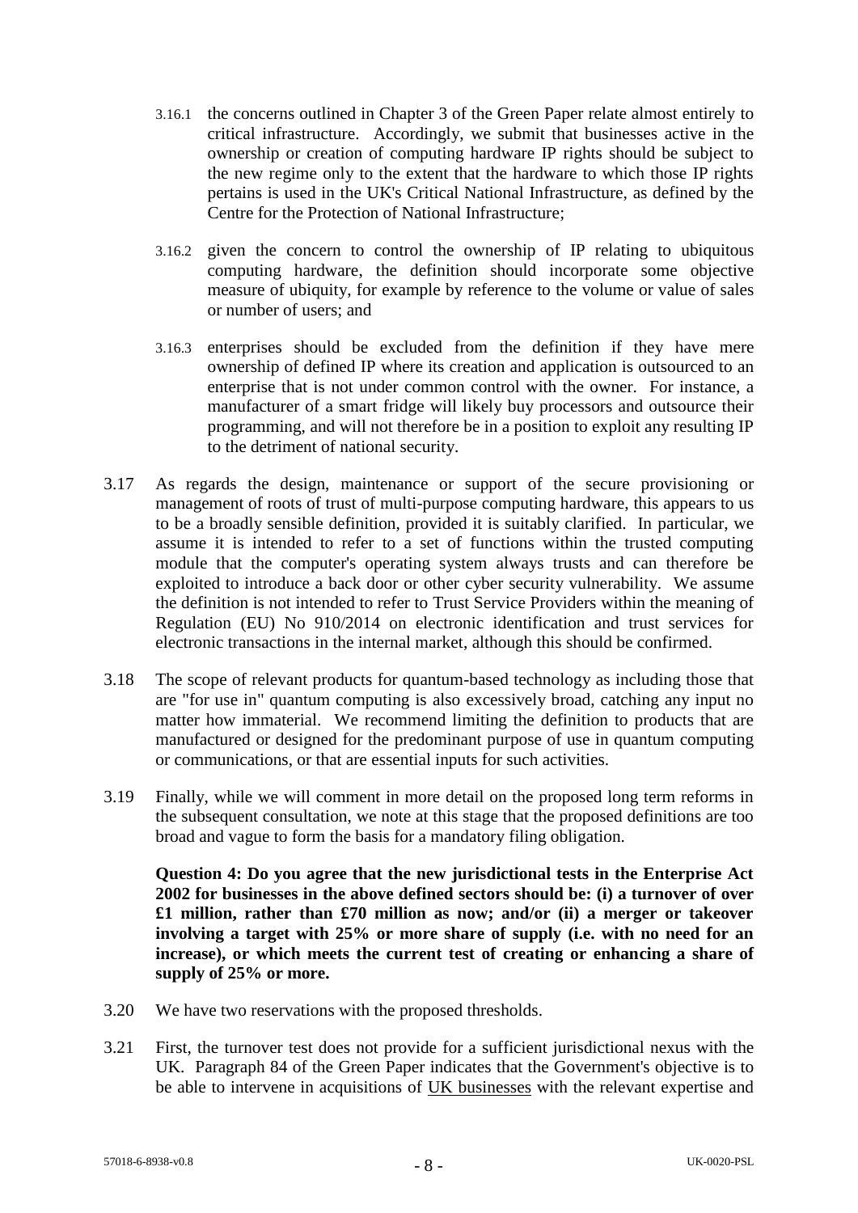3.16.1 the concerns outlined in Chapter 3 of the Green Paper relate almost entirely to critical infrastructure. Accordingly, we submit that businesses active in the ownership or creation of computing hardware IP rights should be subject to the new regime only to the extent that the hardware to which those IP rights pertains is used in the UK's Critical National Infrastructure, as defined by the Centre for the Protection of National Infrastructure;

3.16.2 given the concern to control the ownership of IP relating to ubiquitous computing hardware, the definition should incorporate some objective measure of ubiquity, for example by reference to the volume or value of sales or number of users; and

3.16.3 enterprises should be excluded from the definition if they have mere ownership of defined IP where its creation and application is outsourced to an enterprise that is not under common control with the owner. For instance, a manufacturer of a smart fridge will likely buy processors and outsource their programming, and will not therefore be in a position to exploit any resulting IP to the detriment of national security.

3.17 As regards the design, maintenance or support of the secure provisioning or management of roots of trust of multi-purpose computing hardware, this appears to us to be a broadly sensible definition, provided it is suitably clarified. In particular, we assume it is intended to refer to a set of functions within the trusted computing module that the computer's operating system always trusts and can therefore be exploited to introduce a back door or other cyber security vulnerability. We assume the definition is not intended to refer to Trust Service Providers within the meaning of Regulation (EU) No 910/2014 on electronic identification and trust services for electronic transactions in the internal market, although this should be confirmed.

3.18 The scope of relevant products for quantum-based technology as including those that are "for use in" quantum computing is also excessively broad, catching any input no matter how immaterial. We recommend limiting the definition to products that are manufactured or designed for the predominant purpose of use in quantum computing or communications, or that are essential inputs for such activities.

3.19 Finally, while we will comment in more detail on the proposed long term reforms in the subsequent consultation, we note at this stage that the proposed definitions are too broad and vague to form the basis for a mandatory filing obligation.

**Question 4: Do you agree that the new jurisdictional tests in the Enterprise Act 2002 for businesses in the above defined sectors should be: (i) a turnover of over £1 million, rather than £70 million as now; and/or (ii) a merger or takeover involving a target with 25% or more share of supply (i.e. with no need for an increase), or which meets the current test of creating or enhancing a share of supply of 25% or more.**

3.20 We have two reservations with the proposed thresholds.

3.21 First, the turnover test does not provide for a sufficient jurisdictional nexus with the UK. Paragraph 84 of the Green Paper indicates that the Government's objective is to be able to intervene in acquisitions of UK businesses with the relevant expertise and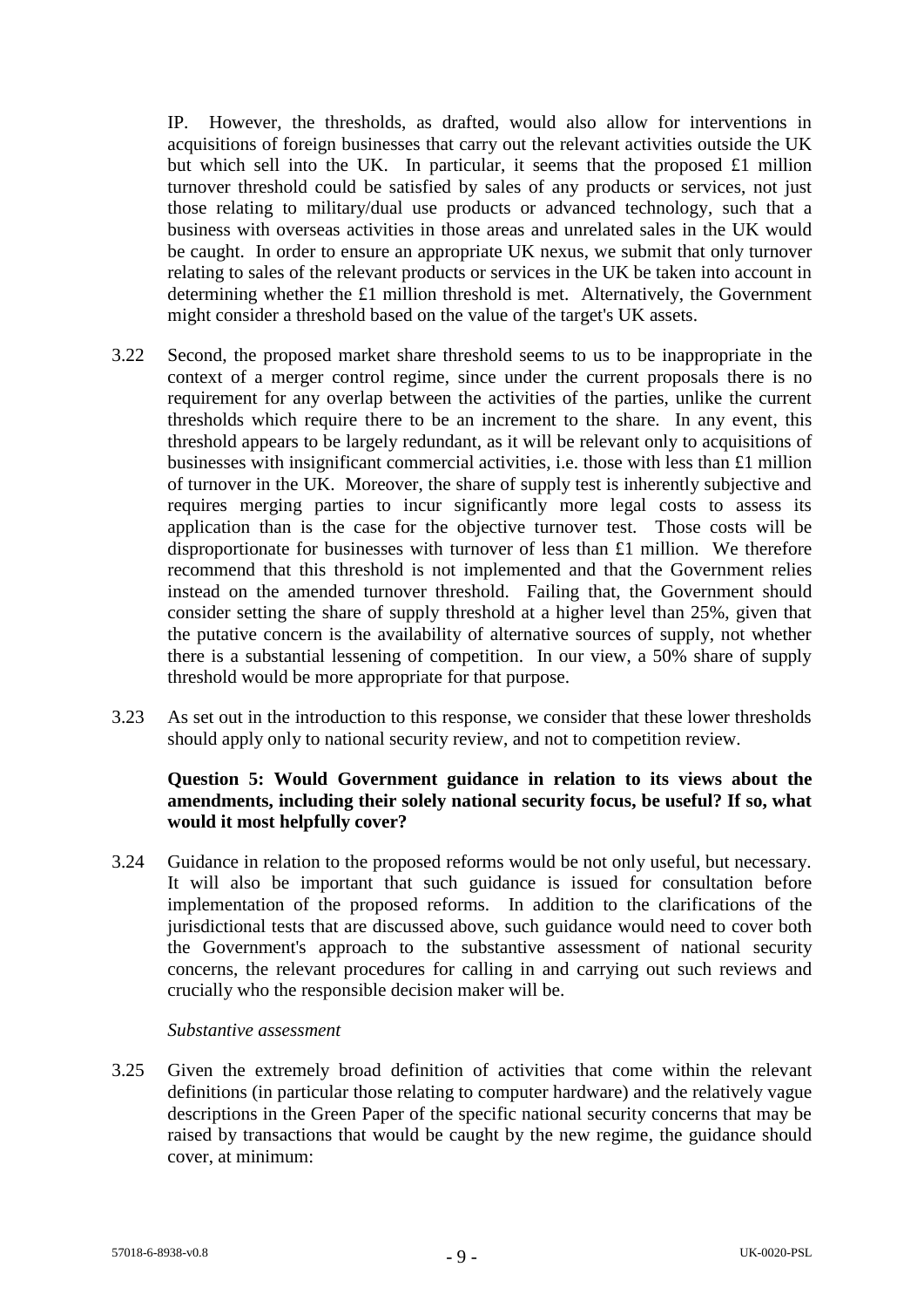IP. However, the thresholds, as drafted, would also allow for interventions in acquisitions of foreign businesses that carry out the relevant activities outside the UK but which sell into the UK. In particular, it seems that the proposed £1 million turnover threshold could be satisfied by sales of any products or services, not just those relating to military/dual use products or advanced technology, such that a business with overseas activities in those areas and unrelated sales in the UK would be caught. In order to ensure an appropriate UK nexus, we submit that only turnover relating to sales of the relevant products or services in the UK be taken into account in determining whether the £1 million threshold is met. Alternatively, the Government might consider a threshold based on the value of the target's UK assets.

3.22 Second, the proposed market share threshold seems to us to be inappropriate in the context of a merger control regime, since under the current proposals there is no requirement for any overlap between the activities of the parties, unlike the current thresholds which require there to be an increment to the share. In any event, this threshold appears to be largely redundant, as it will be relevant only to acquisitions of businesses with insignificant commercial activities, i.e. those with less than £1 million of turnover in the UK. Moreover, the share of supply test is inherently subjective and requires merging parties to incur significantly more legal costs to assess its application than is the case for the objective turnover test. Those costs will be disproportionate for businesses with turnover of less than £1 million. We therefore recommend that this threshold is not implemented and that the Government relies instead on the amended turnover threshold. Failing that, the Government should consider setting the share of supply threshold at a higher level than 25%, given that the putative concern is the availability of alternative sources of supply, not whether there is a substantial lessening of competition. In our view, a 50% share of supply threshold would be more appropriate for that purpose.

3.23 As set out in the introduction to this response, we consider that these lower thresholds should apply only to national security review, and not to competition review.

**Question 5: Would Government guidance in relation to its views about the amendments, including their solely national security focus, be useful? If so, what would it most helpfully cover?**

3.24 Guidance in relation to the proposed reforms would be not only useful, but necessary. It will also be important that such guidance is issued for consultation before implementation of the proposed reforms. In addition to the clarifications of the jurisdictional tests that are discussed above, such guidance would need to cover both the Government's approach to the substantive assessment of national security concerns, the relevant procedures for calling in and carrying out such reviews and crucially who the responsible decision maker will be.

*Substantive assessment*

3.25 Given the extremely broad definition of activities that come within the relevant definitions (in particular those relating to computer hardware) and the relatively vague descriptions in the Green Paper of the specific national security concerns that may be raised by transactions that would be caught by the new regime, the guidance should cover, at minimum: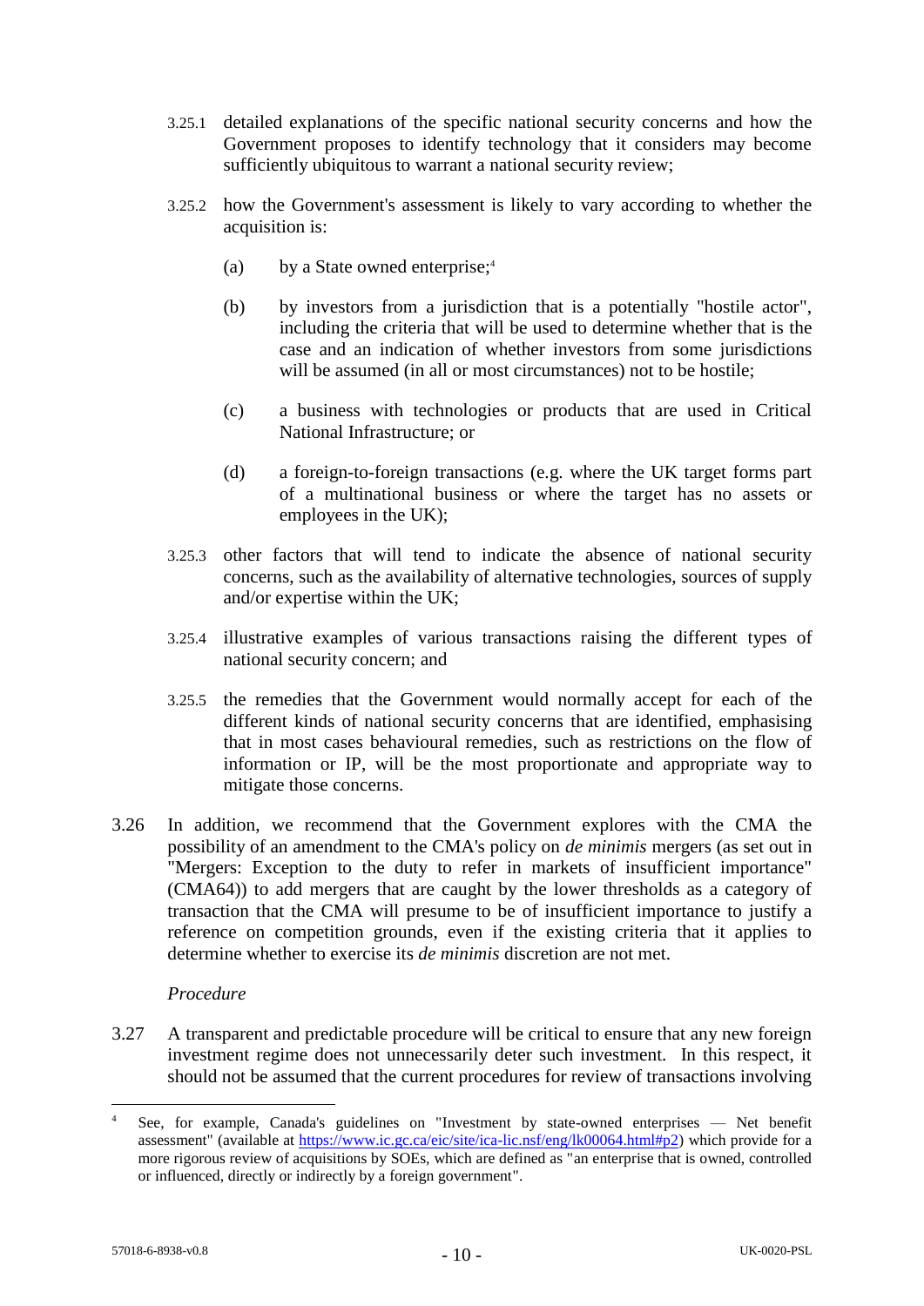3.25.1 detailed explanations of the specific national security concerns and how the Government proposes to identify technology that it considers may become sufficiently ubiquitous to warrant a national security review;

3.25.2 how the Government's assessment is likely to vary according to whether the acquisition is:

(a) by a State owned enterprise;[4]

(b) by investors from a jurisdiction that is a potentially "hostile actor", including the criteria that will be used to determine whether that is the case and an indication of whether investors from some jurisdictions will be assumed (in all or most circumstances) not to be hostile;

(c) a business with technologies or products that are used in Critical National Infrastructure; or

(d) a foreign-to-foreign transactions (e.g. where the UK target forms part of a multinational business or where the target has no assets or employees in the UK);

3.25.3 other factors that will tend to indicate the absence of national security concerns, such as the availability of alternative technologies, sources of supply and/or expertise within the UK;

3.25.4 illustrative examples of various transactions raising the different types of national security concern; and

3.25.5 the remedies that the Government would normally accept for each of the different kinds of national security concerns that are identified, emphasising that in most cases behavioural remedies, such as restrictions on the flow of information or IP, will be the most proportionate and appropriate way to mitigate those concerns.

3.26 In addition, we recommend that the Government explores with the CMA the possibility of an amendment to the CMA's policy on *de minimis* mergers (as set out in "Mergers: Exception to the duty to refer in markets of insufficient importance" (CMA64)) to add mergers that are caught by the lower thresholds as a category of transaction that the CMA will presume to be of insufficient importance to justify a reference on competition grounds, even if the existing criteria that it applies to determine whether to exercise its *de minimis* discretion are not met.

*Procedure*

3.27 A transparent and predictable procedure will be critical to ensure that any new foreign investment regime does not unnecessarily deter such investment. In this respect, it should not be assumed that the current procedures for review of transactions involving

[4] See, for example, Canada's guidelines on "Investment by state-owned enterprises — Net benefit assessment" (available at https://www.ic.gc.ca/eic/site/ica-lic.nsf/eng/lk00064.html#p2) which provide for a more rigorous review of acquisitions by SOEs, which are defined as "an enterprise that is owned, controlled or influenced, directly or indirectly by a foreign government".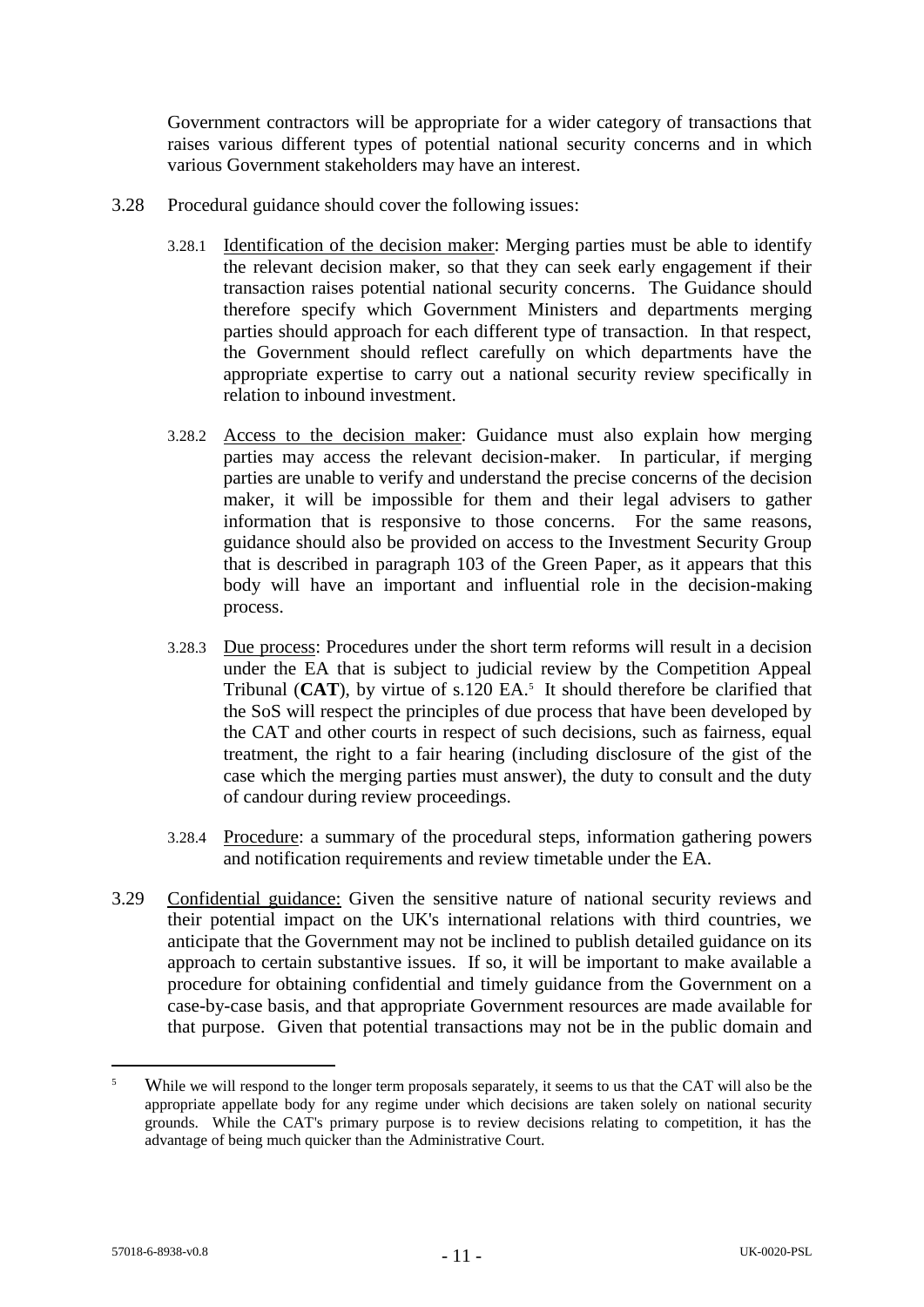Government contractors will be appropriate for a wider category of transactions that raises various different types of potential national security concerns and in which various Government stakeholders may have an interest.

3.28 Procedural guidance should cover the following issues:

3.28.1 Identification of the decision maker: Merging parties must be able to identify the relevant decision maker, so that they can seek early engagement if their transaction raises potential national security concerns. The Guidance should therefore specify which Government Ministers and departments merging parties should approach for each different type of transaction. In that respect, the Government should reflect carefully on which departments have the appropriate expertise to carry out a national security review specifically in relation to inbound investment.

3.28.2 Access to the decision maker: Guidance must also explain how merging parties may access the relevant decision-maker. In particular, if merging parties are unable to verify and understand the precise concerns of the decision maker, it will be impossible for them and their legal advisers to gather information that is responsive to those concerns. For the same reasons, guidance should also be provided on access to the Investment Security Group that is described in paragraph 103 of the Green Paper, as it appears that this body will have an important and influential role in the decision-making process.

3.28.3 Due process: Procedures under the short term reforms will result in a decision under the EA that is subject to judicial review by the Competition Appeal Tribunal (**CAT**), by virtue of s.120 EA.[5] It should therefore be clarified that the SoS will respect the principles of due process that have been developed by the CAT and other courts in respect of such decisions, such as fairness, equal treatment, the right to a fair hearing (including disclosure of the gist of the case which the merging parties must answer), the duty to consult and the duty of candour during review proceedings.

3.28.4 Procedure: a summary of the procedural steps, information gathering powers and notification requirements and review timetable under the EA.

3.29 Confidential guidance: Given the sensitive nature of national security reviews and their potential impact on the UK's international relations with third countries, we anticipate that the Government may not be inclined to publish detailed guidance on its approach to certain substantive issues. If so, it will be important to make available a procedure for obtaining confidential and timely guidance from the Government on a case-by-case basis, and that appropriate Government resources are made available for that purpose. Given that potential transactions may not be in the public domain and

---

[5] While we will respond to the longer term proposals separately, it seems to us that the CAT will also be the appropriate appellate body for any regime under which decisions are taken solely on national security grounds. While the CAT's primary purpose is to review decisions relating to competition, it has the advantage of being much quicker than the Administrative Court.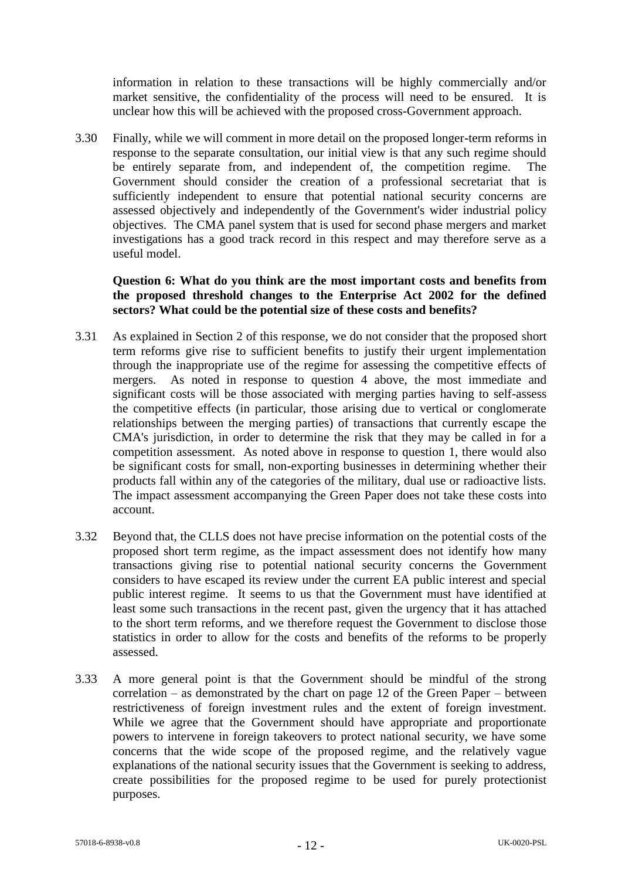information in relation to these transactions will be highly commercially and/or market sensitive, the confidentiality of the process will need to be ensured. It is unclear how this will be achieved with the proposed cross-Government approach.

3.30 Finally, while we will comment in more detail on the proposed longer-term reforms in response to the separate consultation, our initial view is that any such regime should be entirely separate from, and independent of, the competition regime. The Government should consider the creation of a professional secretariat that is sufficiently independent to ensure that potential national security concerns are assessed objectively and independently of the Government's wider industrial policy objectives. The CMA panel system that is used for second phase mergers and market investigations has a good track record in this respect and may therefore serve as a useful model.

**Question 6: What do you think are the most important costs and benefits from the proposed threshold changes to the Enterprise Act 2002 for the defined sectors? What could be the potential size of these costs and benefits?**

3.31 As explained in Section 2 of this response, we do not consider that the proposed short term reforms give rise to sufficient benefits to justify their urgent implementation through the inappropriate use of the regime for assessing the competitive effects of mergers. As noted in response to question 4 above, the most immediate and significant costs will be those associated with merging parties having to self-assess the competitive effects (in particular, those arising due to vertical or conglomerate relationships between the merging parties) of transactions that currently escape the CMA's jurisdiction, in order to determine the risk that they may be called in for a competition assessment. As noted above in response to question 1, there would also be significant costs for small, non-exporting businesses in determining whether their products fall within any of the categories of the military, dual use or radioactive lists. The impact assessment accompanying the Green Paper does not take these costs into account.

3.32 Beyond that, the CLLS does not have precise information on the potential costs of the proposed short term regime, as the impact assessment does not identify how many transactions giving rise to potential national security concerns the Government considers to have escaped its review under the current EA public interest and special public interest regime. It seems to us that the Government must have identified at least some such transactions in the recent past, given the urgency that it has attached to the short term reforms, and we therefore request the Government to disclose those statistics in order to allow for the costs and benefits of the reforms to be properly assessed.

3.33 A more general point is that the Government should be mindful of the strong correlation – as demonstrated by the chart on page 12 of the Green Paper – between restrictiveness of foreign investment rules and the extent of foreign investment. While we agree that the Government should have appropriate and proportionate powers to intervene in foreign takeovers to protect national security, we have some concerns that the wide scope of the proposed regime, and the relatively vague explanations of the national security issues that the Government is seeking to address, create possibilities for the proposed regime to be used for purely protectionist purposes.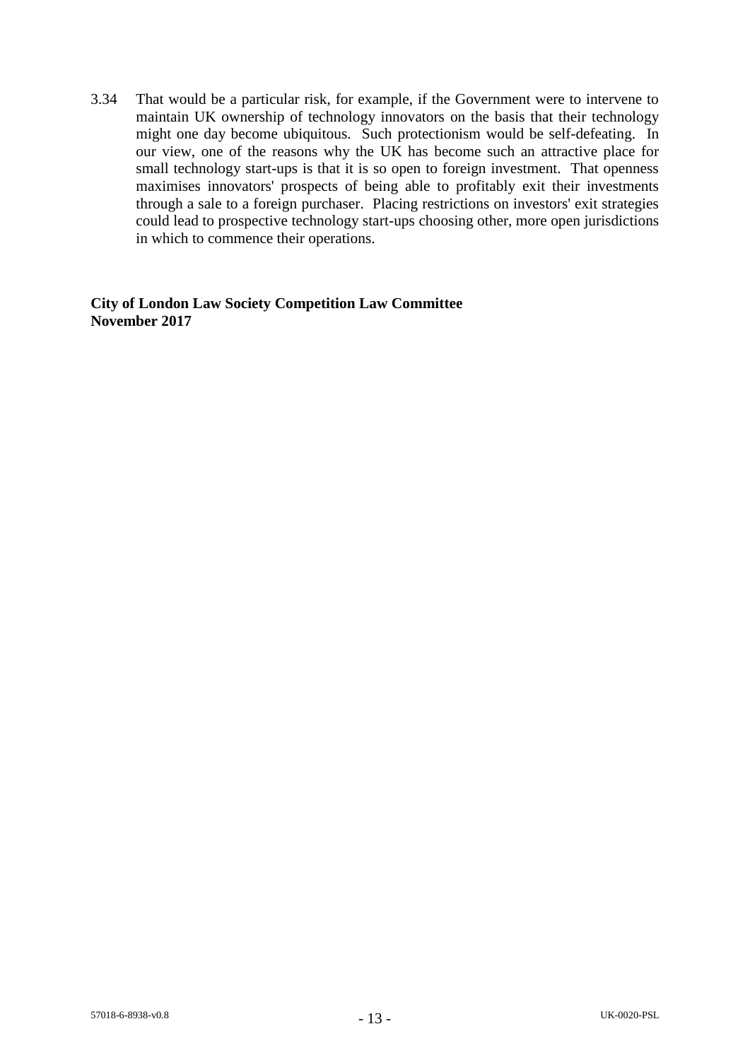3.34 That would be a particular risk, for example, if the Government were to intervene to maintain UK ownership of technology innovators on the basis that their technology might one day become ubiquitous. Such protectionism would be self-defeating. In our view, one of the reasons why the UK has become such an attractive place for small technology start-ups is that it is so open to foreign investment. That openness maximises innovators' prospects of being able to profitably exit their investments through a sale to a foreign purchaser. Placing restrictions on investors' exit strategies could lead to prospective technology start-ups choosing other, more open jurisdictions in which to commence their operations.

**City of London Law Society Competition Law Committee**
**November 2017**